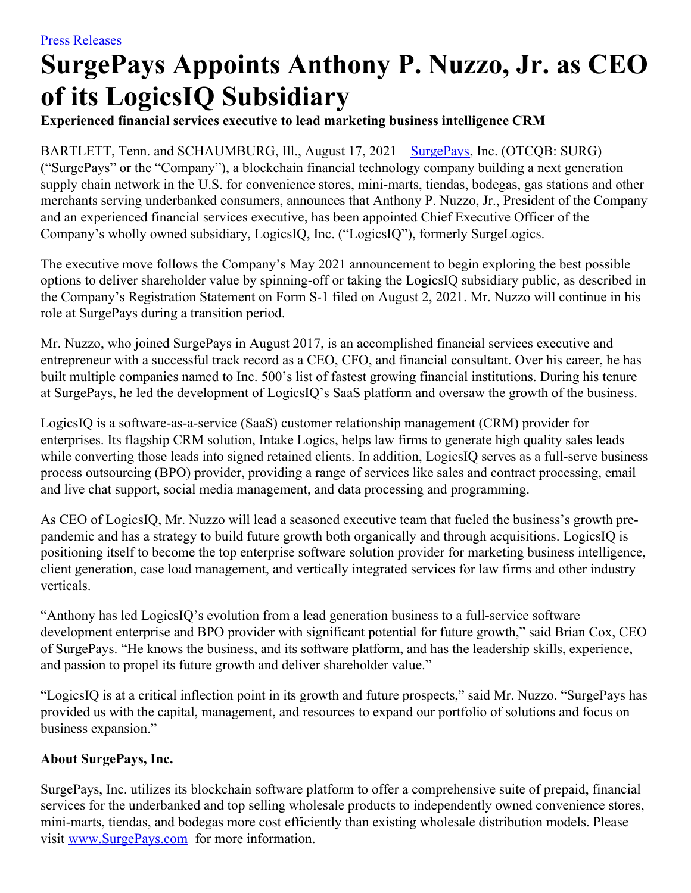[Press Releases]

# SurgePays Appoints Anthony P. Nuzzo, Jr. as CEO of its LogicsIQ Subsidiary

**Experienced financial services executive to lead marketing business intelligence CRM**

BARTLETT, Tenn. and SCHAUMBURG, Ill., August 17, 2021 – [SurgePays], Inc. (OTCQB: SURG) ("SurgePays" or the "Company"), a blockchain financial technology company building a next generation supply chain network in the U.S. for convenience stores, mini-marts, tiendas, bodegas, gas stations and other merchants serving underbanked consumers, announces that Anthony P. Nuzzo, Jr., President of the Company and an experienced financial services executive, has been appointed Chief Executive Officer of the Company's wholly owned subsidiary, LogicsIQ, Inc. ("LogicsIQ"), formerly SurgeLogics.

The executive move follows the Company's May 2021 announcement to begin exploring the best possible options to deliver shareholder value by spinning-off or taking the LogicsIQ subsidiary public, as described in the Company's Registration Statement on Form S-1 filed on August 2, 2021. Mr. Nuzzo will continue in his role at SurgePays during a transition period.

Mr. Nuzzo, who joined SurgePays in August 2017, is an accomplished financial services executive and entrepreneur with a successful track record as a CEO, CFO, and financial consultant. Over his career, he has built multiple companies named to Inc. 500's list of fastest growing financial institutions. During his tenure at SurgePays, he led the development of LogicsIQ's SaaS platform and oversaw the growth of the business.

LogicsIQ is a software-as-a-service (SaaS) customer relationship management (CRM) provider for enterprises. Its flagship CRM solution, Intake Logics, helps law firms to generate high quality sales leads while converting those leads into signed retained clients. In addition, LogicsIQ serves as a full-serve business process outsourcing (BPO) provider, providing a range of services like sales and contract processing, email and live chat support, social media management, and data processing and programming.

As CEO of LogicsIQ, Mr. Nuzzo will lead a seasoned executive team that fueled the business's growth pre-pandemic and has a strategy to build future growth both organically and through acquisitions. LogicsIQ is positioning itself to become the top enterprise software solution provider for marketing business intelligence, client generation, case load management, and vertically integrated services for law firms and other industry verticals.

"Anthony has led LogicsIQ's evolution from a lead generation business to a full-service software development enterprise and BPO provider with significant potential for future growth," said Brian Cox, CEO of SurgePays. "He knows the business, and its software platform, and has the leadership skills, experience, and passion to propel its future growth and deliver shareholder value."

"LogicsIQ is at a critical inflection point in its growth and future prospects," said Mr. Nuzzo. "SurgePays has provided us with the capital, management, and resources to expand our portfolio of solutions and focus on business expansion."

**About SurgePays, Inc.**

SurgePays, Inc. utilizes its blockchain software platform to offer a comprehensive suite of prepaid, financial services for the underbanked and top selling wholesale products to independently owned convenience stores, mini-marts, tiendas, and bodegas more cost efficiently than existing wholesale distribution models. Please visit [www.SurgePays.com] for more information.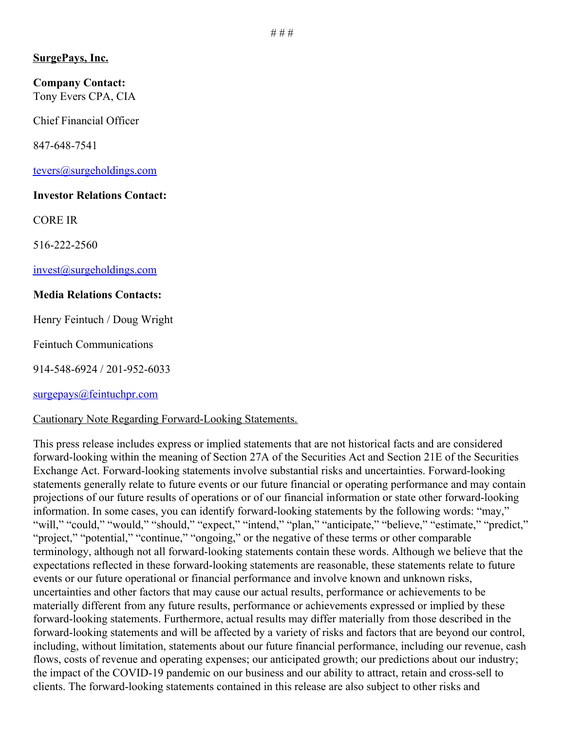# # #

**SurgePays, Inc.**

**Company Contact:**
Tony Evers CPA, CIA

Chief Financial Officer

847-648-7541

tevers@surgeholdings.com

**Investor Relations Contact:**

CORE IR

516-222-2560

invest@surgeholdings.com

**Media Relations Contacts:**

Henry Feintuch / Doug Wright

Feintuch Communications

914-548-6924 / 201-952-6033

surgepays@feintuchpr.com

Cautionary Note Regarding Forward-Looking Statements.

This press release includes express or implied statements that are not historical facts and are considered forward-looking within the meaning of Section 27A of the Securities Act and Section 21E of the Securities Exchange Act. Forward-looking statements involve substantial risks and uncertainties. Forward-looking statements generally relate to future events or our future financial or operating performance and may contain projections of our future results of operations or of our financial information or state other forward-looking information. In some cases, you can identify forward-looking statements by the following words: "may," "will," "could," "would," "should," "expect," "intend," "plan," "anticipate," "believe," "estimate," "predict," "project," "potential," "continue," "ongoing," or the negative of these terms or other comparable terminology, although not all forward-looking statements contain these words. Although we believe that the expectations reflected in these forward-looking statements are reasonable, these statements relate to future events or our future operational or financial performance and involve known and unknown risks, uncertainties and other factors that may cause our actual results, performance or achievements to be materially different from any future results, performance or achievements expressed or implied by these forward-looking statements. Furthermore, actual results may differ materially from those described in the forward-looking statements and will be affected by a variety of risks and factors that are beyond our control, including, without limitation, statements about our future financial performance, including our revenue, cash flows, costs of revenue and operating expenses; our anticipated growth; our predictions about our industry; the impact of the COVID-19 pandemic on our business and our ability to attract, retain and cross-sell to clients. The forward-looking statements contained in this release are also subject to other risks and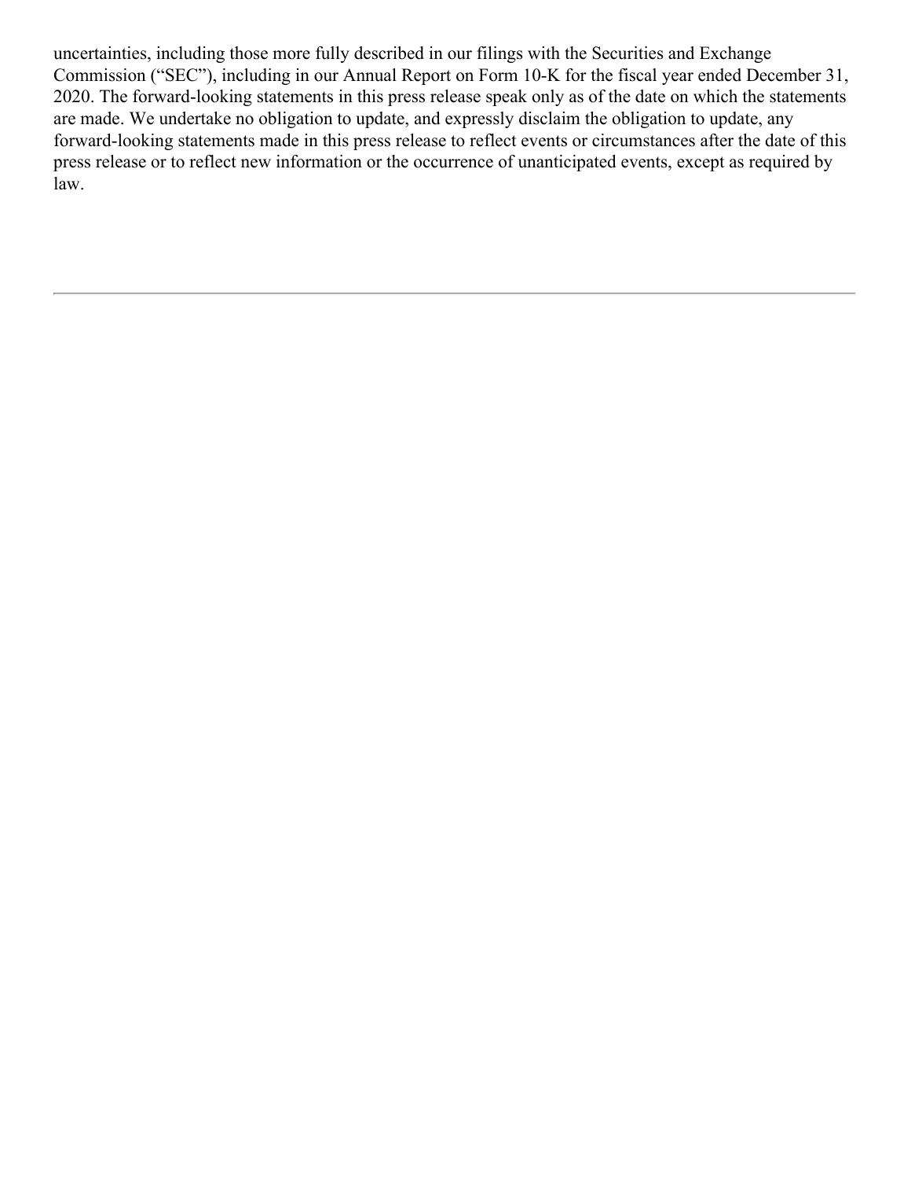uncertainties, including those more fully described in our filings with the Securities and Exchange Commission ("SEC"), including in our Annual Report on Form 10-K for the fiscal year ended December 31, 2020. The forward-looking statements in this press release speak only as of the date on which the statements are made. We undertake no obligation to update, and expressly disclaim the obligation to update, any forward-looking statements made in this press release to reflect events or circumstances after the date of this press release or to reflect new information or the occurrence of unanticipated events, except as required by law.

---